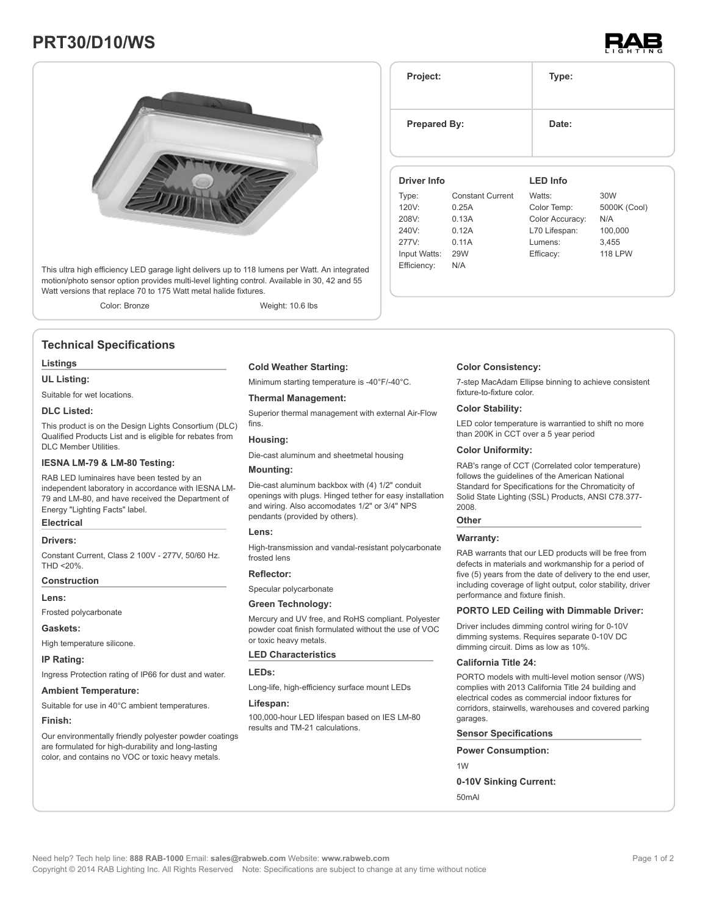# PRT30/D10/WS

This ultra high efficiency LED garage light delivers up to 118 lumens per Watt. An integrated motion/photo sensor option provides multi-level lighting control. Available in 30, 42 and 55 Watt versions that replace 70 to 175 Watt metal halide fixtures.

Color: Bronze

Weight: 10.6 lbs

| Project: | Type: |
| --- | --- |
| Prepared By: | Date: |

| Driver Info | | LED Info | |
| --- | --- | --- | --- |
| Type: | Constant Current | Watts: | 30W |
| 120V: | 0.25A | Color Temp: | 5000K (Cool) |
| 208V: | 0.13A | Color Accuracy: | N/A |
| 240V: | 0.12A | L70 Lifespan: | 100,000 |
| 277V: | 0.11A | Lumens: | 3,455 |
| Input Watts: | 29W | Efficacy: | 118 LPW |
| Efficiency: | N/A | | |

## Technical Specifications

### Listings

**UL Listing:**

Suitable for wet locations.

**DLC Listed:**

This product is on the Design Lights Consortium (DLC) Qualified Products List and is eligible for rebates from DLC Member Utilities.

**IESNA LM-79 & LM-80 Testing:**

RAB LED luminaires have been tested by an independent laboratory in accordance with IESNA LM-79 and LM-80, and have received the Department of Energy "Lighting Facts" label.

### Electrical

**Drivers:**

Constant Current, Class 2 100V - 277V, 50/60 Hz. THD <20%.

### Construction

**Lens:**

Frosted polycarbonate

**Gaskets:**

High temperature silicone.

**IP Rating:**

Ingress Protection rating of IP66 for dust and water.

**Ambient Temperature:**

Suitable for use in 40°C ambient temperatures.

**Finish:**

Our environmentally friendly polyester powder coatings are formulated for high-durability and long-lasting color, and contains no VOC or toxic heavy metals.

**Cold Weather Starting:**

Minimum starting temperature is -40°F/-40°C.

**Thermal Management:**

Superior thermal management with external Air-Flow fins.

**Housing:**

Die-cast aluminum and sheetmetal housing

**Mounting:**

Die-cast aluminum backbox with (4) 1/2" conduit openings with plugs. Hinged tether for easy installation and wiring. Also accomodates 1/2" or 3/4" NPS pendants (provided by others).

**Lens:**

High-transmission and vandal-resistant polycarbonate frosted lens

**Reflector:**

Specular polycarbonate

**Green Technology:**

Mercury and UV free, and RoHS compliant. Polyester powder coat finish formulated without the use of VOC or toxic heavy metals.

### LED Characteristics

**LEDs:**

Long-life, high-efficiency surface mount LEDs

**Lifespan:**

100,000-hour LED lifespan based on IES LM-80 results and TM-21 calculations.

**Color Consistency:**

7-step MacAdam Ellipse binning to achieve consistent fixture-to-fixture color.

**Color Stability:**

LED color temperature is warrantied to shift no more than 200K in CCT over a 5 year period

**Color Uniformity:**

RAB's range of CCT (Correlated color temperature) follows the guidelines of the American National Standard for Specifications for the Chromaticity of Solid State Lighting (SSL) Products, ANSI C78.377-2008.

### Other

**Warranty:**

RAB warrants that our LED products will be free from defects in materials and workmanship for a period of five (5) years from the date of delivery to the end user, including coverage of light output, color stability, driver performance and fixture finish.

**PORTO LED Ceiling with Dimmable Driver:**

Driver includes dimming control wiring for 0-10V dimming systems. Requires separate 0-10V DC dimming circuit. Dims as low as 10%.

**California Title 24:**

PORTO models with multi-level motion sensor (/WS) complies with 2013 California Title 24 building and electrical codes as commercial indoor fixtures for corridors, stairwells, warehouses and covered parking garages.

### Sensor Specifications

**Power Consumption:**

1W

**0-10V Sinking Current:**

50mAl

Need help? Tech help line: **888 RAB-1000** Email: **sales@rabweb.com** Website: **www.rabweb.com**

Copyright © 2014 RAB Lighting Inc. All Rights Reserved Note: Specifications are subject to change at any time without notice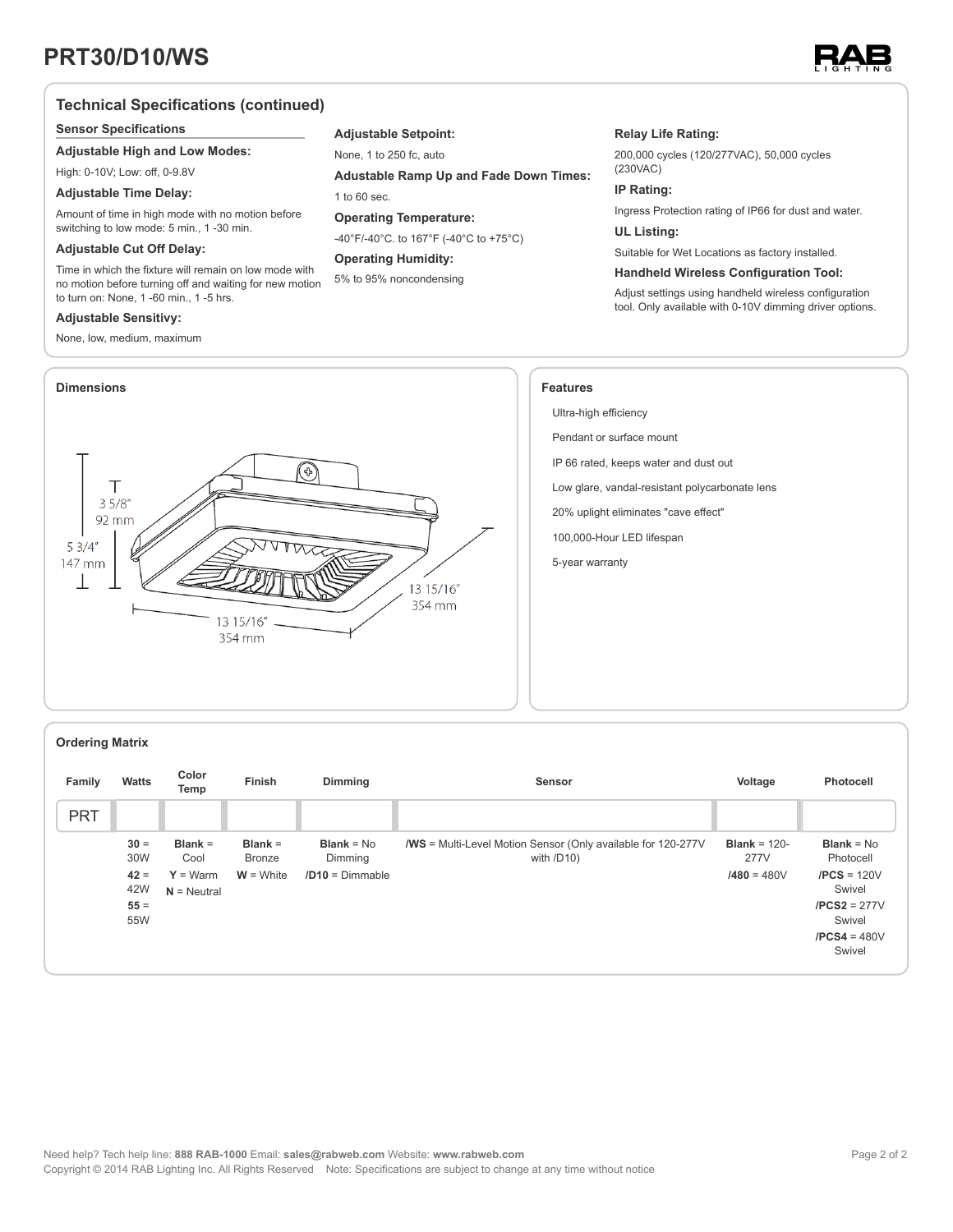# PRT30/D10/WS

## Technical Specifications (continued)

### Sensor Specifications

**Adjustable High and Low Modes:**

High: 0-10V; Low: off, 0-9.8V

**Adjustable Time Delay:**

Amount of time in high mode with no motion before switching to low mode: 5 min., 1 -30 min.

**Adjustable Cut Off Delay:**

Time in which the fixture will remain on low mode with no motion before turning off and waiting for new motion to turn on: None, 1 -60 min., 1 -5 hrs.

**Adjustable Sensitivy:**

None, low, medium, maximum

**Adjustable Setpoint:**

None, 1 to 250 fc, auto

**Adustable Ramp Up and Fade Down Times:**

1 to 60 sec.

**Operating Temperature:**

-40°F/-40°C. to 167°F (-40°C to +75°C)

**Operating Humidity:**

5% to 95% noncondensing

**Relay Life Rating:**

200,000 cycles (120/277VAC), 50,000 cycles (230VAC)

**IP Rating:**

Ingress Protection rating of IP66 for dust and water.

**UL Listing:**

Suitable for Wet Locations as factory installed.

**Handheld Wireless Configuration Tool:**

Adjust settings using handheld wireless configuration tool. Only available with 0-10V dimming driver options.

## Dimensions

3 5/8"
92 mm

5 3/4"
147 mm

13 15/16"
354 mm

13 15/16"
354 mm

## Features

- Ultra-high efficiency
- Pendant or surface mount
- IP 66 rated, keeps water and dust out
- Low glare, vandal-resistant polycarbonate lens
- 20% uplight eliminates "cave effect"
- 100,000-Hour LED lifespan
- 5-year warranty

## Ordering Matrix

| Family | Watts | Color Temp | Finish | Dimming | Sensor | Voltage | Photocell |
|---|---|---|---|---|---|---|---|
| PRT | | | | | | | |
| | **30** = 30W<br>**42** = 42W<br>**55** = 55W | **Blank** = Cool<br>**Y** = Warm<br>**N** = Neutral | **Blank** = Bronze<br>**W** = White | **Blank** = No Dimming<br>**/D10** = Dimmable | **/WS** = Multi-Level Motion Sensor (Only available for 120-277V with /D10) | **Blank** = 120-277V<br>**/480** = 480V | **Blank** = No Photocell<br>**/PCS** = 120V Swivel<br>**/PCS2** = 277V Swivel<br>**/PCS4** = 480V Swivel |

Need help? Tech help line: **888 RAB-1000** Email: **sales@rabweb.com** Website: **www.rabweb.com**

Copyright © 2014 RAB Lighting Inc. All Rights Reserved Note: Specifications are subject to change at any time without notice